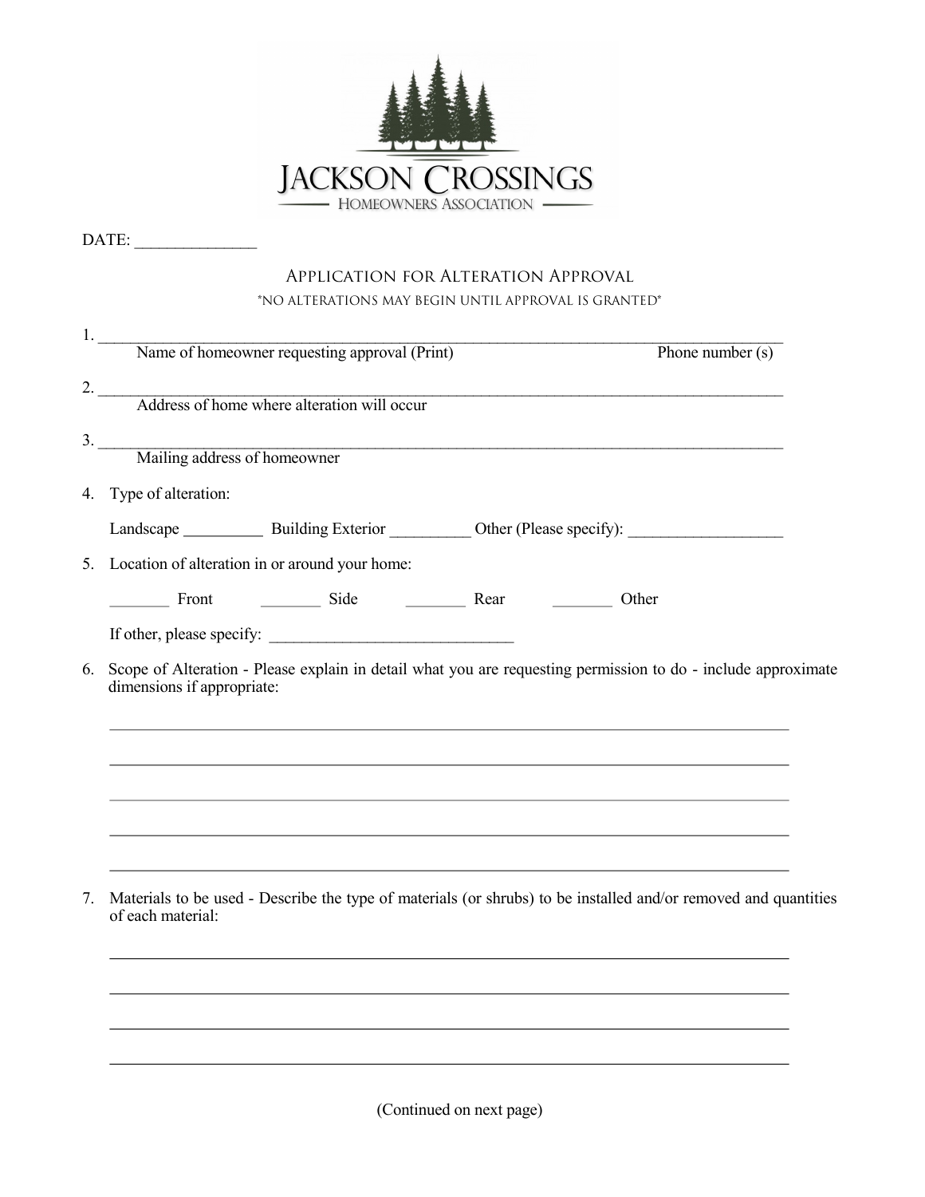# Jackson Crossings

## Homeowners Association

DATE: ______________

## Application for Alteration Approval

*NO ALTERATIONS MAY BEGIN UNTIL APPROVAL IS GRANTED*

1. ______________________________________________________________________________
   Name of homeowner requesting approval (Print) Phone number (s)

2. ______________________________________________________________________________
   Address of home where alteration will occur

3. ______________________________________________________________________________
   Mailing address of homeowner

4. Type of alteration:

   Landscape __________ Building Exterior __________ Other (Please specify): ___________________

5. Location of alteration in or around your home:

   ________ Front ________ Side ________ Rear ________ Other

   If other, please specify: ______________________________

6. Scope of Alteration - Please explain in detail what you are requesting permission to do - include approximate dimensions if appropriate:

   ______________________________________________________________________________

   ______________________________________________________________________________

   ______________________________________________________________________________

   ______________________________________________________________________________

   ______________________________________________________________________________

7. Materials to be used - Describe the type of materials (or shrubs) to be installed and/or removed and quantities of each material:

   ______________________________________________________________________________

   ______________________________________________________________________________

   ______________________________________________________________________________

   ______________________________________________________________________________

(Continued on next page)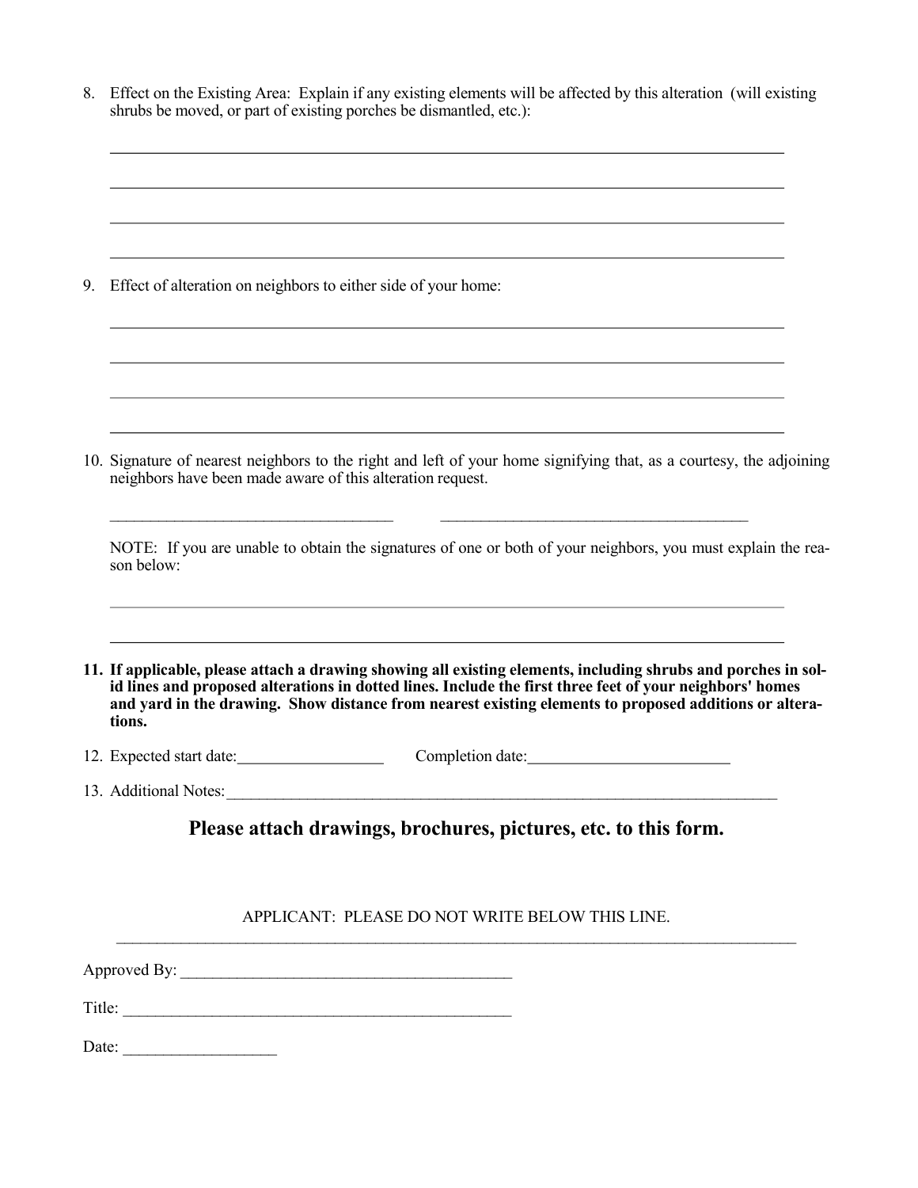8. Effect on the Existing Area: Explain if any existing elements will be affected by this alteration (will existing shrubs be moved, or part of existing porches be dismantled, etc.):

______________________________________________________________________________

______________________________________________________________________________

______________________________________________________________________________

______________________________________________________________________________

9. Effect of alteration on neighbors to either side of your home:

______________________________________________________________________________

______________________________________________________________________________

______________________________________________________________________________

______________________________________________________________________________

10. Signature of nearest neighbors to the right and left of your home signifying that, as a courtesy, the adjoining neighbors have been made aware of this alteration request.

____________________________________ ____________________________________

NOTE: If you are unable to obtain the signatures of one or both of your neighbors, you must explain the reason below:

______________________________________________________________________________

______________________________________________________________________________

**11. If applicable, please attach a drawing showing all existing elements, including shrubs and porches in solid lines and proposed alterations in dotted lines. Include the first three feet of your neighbors' homes and yard in the drawing. Show distance from nearest existing elements to proposed additions or alterations.**

12. Expected start date:__________________ Completion date:_________________________

13. Additional Notes:___________________________________________________________________________

## Please attach drawings, brochures, pictures, etc. to this form.

APPLICANT: PLEASE DO NOT WRITE BELOW THIS LINE.

______________________________________________________________________________

Approved By: __________________________________________

Title: __________________________________________________

Date: __________________